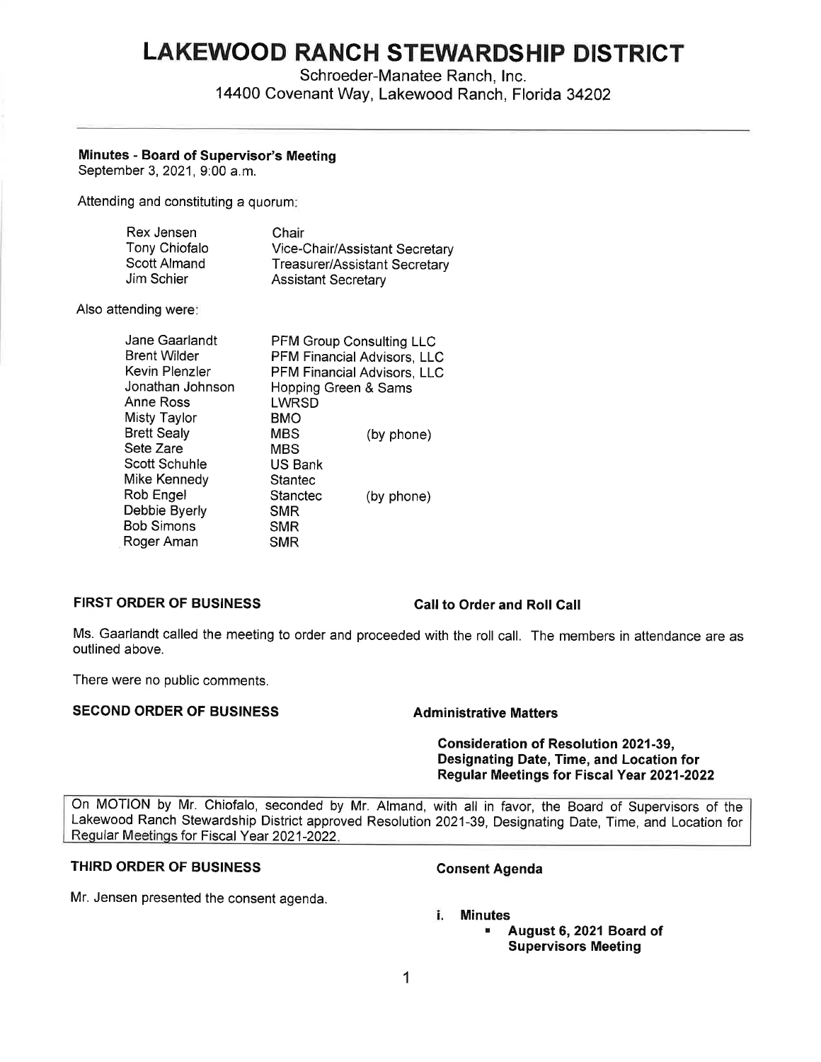# LAKEWOOD RANCH STEWARDSHIP DISTRICT

Schroeder-Manatee Ranch, Inc.
14400 Covenant Way, Lakewood Ranch, Florida 34202

---

**Minutes - Board of Supervisor's Meeting**
September 3, 2021, 9:00 a.m.

Attending and constituting a quorum:

| | |
|---|---|
| Rex Jensen | Chair |
| Tony Chiofalo | Vice-Chair/Assistant Secretary |
| Scott Almand | Treasurer/Assistant Secretary |
| Jim Schier | Assistant Secretary |

Also attending were:

| | | |
|---|---|---|
| Jane Gaarlandt | PFM Group Consulting LLC | |
| Brent Wilder | PFM Financial Advisors, LLC | |
| Kevin Plenzler | PFM Financial Advisors, LLC | |
| Jonathan Johnson | Hopping Green & Sams | |
| Anne Ross | LWRSD | |
| Misty Taylor | BMO | |
| Brett Sealy | MBS | (by phone) |
| Sete Zare | MBS | |
| Scott Schuhle | US Bank | |
| Mike Kennedy | Stantec | |
| Rob Engel | Stanctec | (by phone) |
| Debbie Byerly | SMR | |
| Bob Simons | SMR | |
| Roger Aman | SMR | |

**FIRST ORDER OF BUSINESS** — **Call to Order and Roll Call**

Ms. Gaarlandt called the meeting to order and proceeded with the roll call. The members in attendance are as outlined above.

There were no public comments.

**SECOND ORDER OF BUSINESS** — **Administrative Matters**

**Consideration of Resolution 2021-39, Designating Date, Time, and Location for Regular Meetings for Fiscal Year 2021-2022**

> On MOTION by Mr. Chiofalo, seconded by Mr. Almand, with all in favor, the Board of Supervisors of the Lakewood Ranch Stewardship District approved Resolution 2021-39, Designating Date, Time, and Location for Regular Meetings for Fiscal Year 2021-2022.

**THIRD ORDER OF BUSINESS** — **Consent Agenda**

Mr. Jensen presented the consent agenda.

**i. Minutes**

- **August 6, 2021 Board of Supervisors Meeting**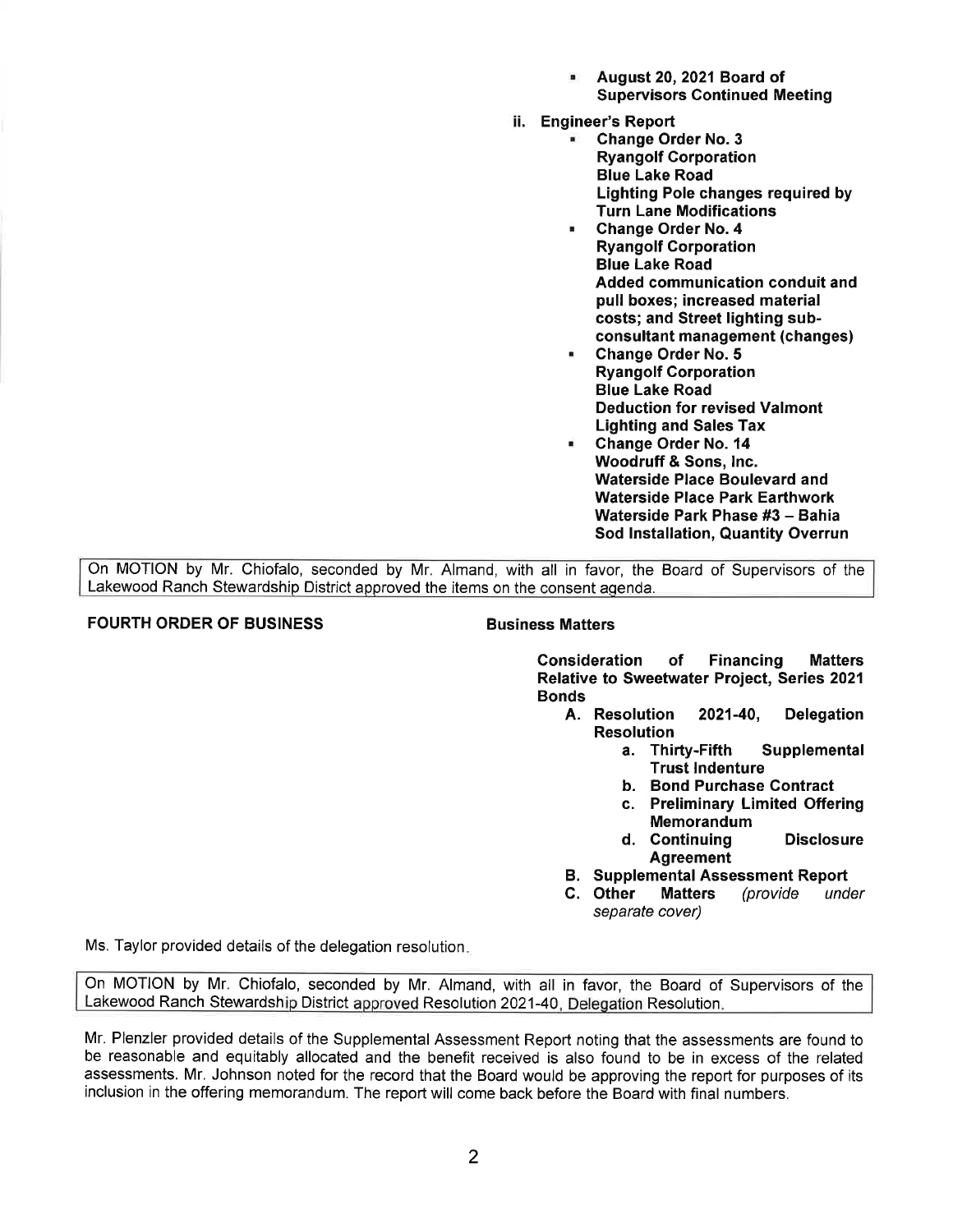- **August 20, 2021 Board of Supervisors Continued Meeting**

ii. **Engineer's Report**

- **Change Order No. 3 Ryangolf Corporation Blue Lake Road Lighting Pole changes required by Turn Lane Modifications**
- **Change Order No. 4 Ryangolf Corporation Blue Lake Road Added communication conduit and pull boxes; increased material costs; and Street lighting sub-consultant management (changes)**
- **Change Order No. 5 Ryangolf Corporation Blue Lake Road Deduction for revised Valmont Lighting and Sales Tax**
- **Change Order No. 14 Woodruff & Sons, Inc. Waterside Place Boulevard and Waterside Place Park Earthwork Waterside Park Phase #3 – Bahia Sod Installation, Quantity Overrun**

On MOTION by Mr. Chiofalo, seconded by Mr. Almand, with all in favor, the Board of Supervisors of the Lakewood Ranch Stewardship District approved the items on the consent agenda.

**FOURTH ORDER OF BUSINESS** **Business Matters**

**Consideration of Financing Matters Relative to Sweetwater Project, Series 2021 Bonds**

A. **Resolution 2021-40, Delegation Resolution**
   a. **Thirty-Fifth Supplemental Trust Indenture**
   b. **Bond Purchase Contract**
   c. **Preliminary Limited Offering Memorandum**
   d. **Continuing Disclosure Agreement**

B. **Supplemental Assessment Report**

C. **Other Matters** *(provide under separate cover)*

Ms. Taylor provided details of the delegation resolution.

On MOTION by Mr. Chiofalo, seconded by Mr. Almand, with all in favor, the Board of Supervisors of the Lakewood Ranch Stewardship District approved Resolution 2021-40, Delegation Resolution.

Mr. Plenzler provided details of the Supplemental Assessment Report noting that the assessments are found to be reasonable and equitably allocated and the benefit received is also found to be in excess of the related assessments. Mr. Johnson noted for the record that the Board would be approving the report for purposes of its inclusion in the offering memorandum. The report will come back before the Board with final numbers.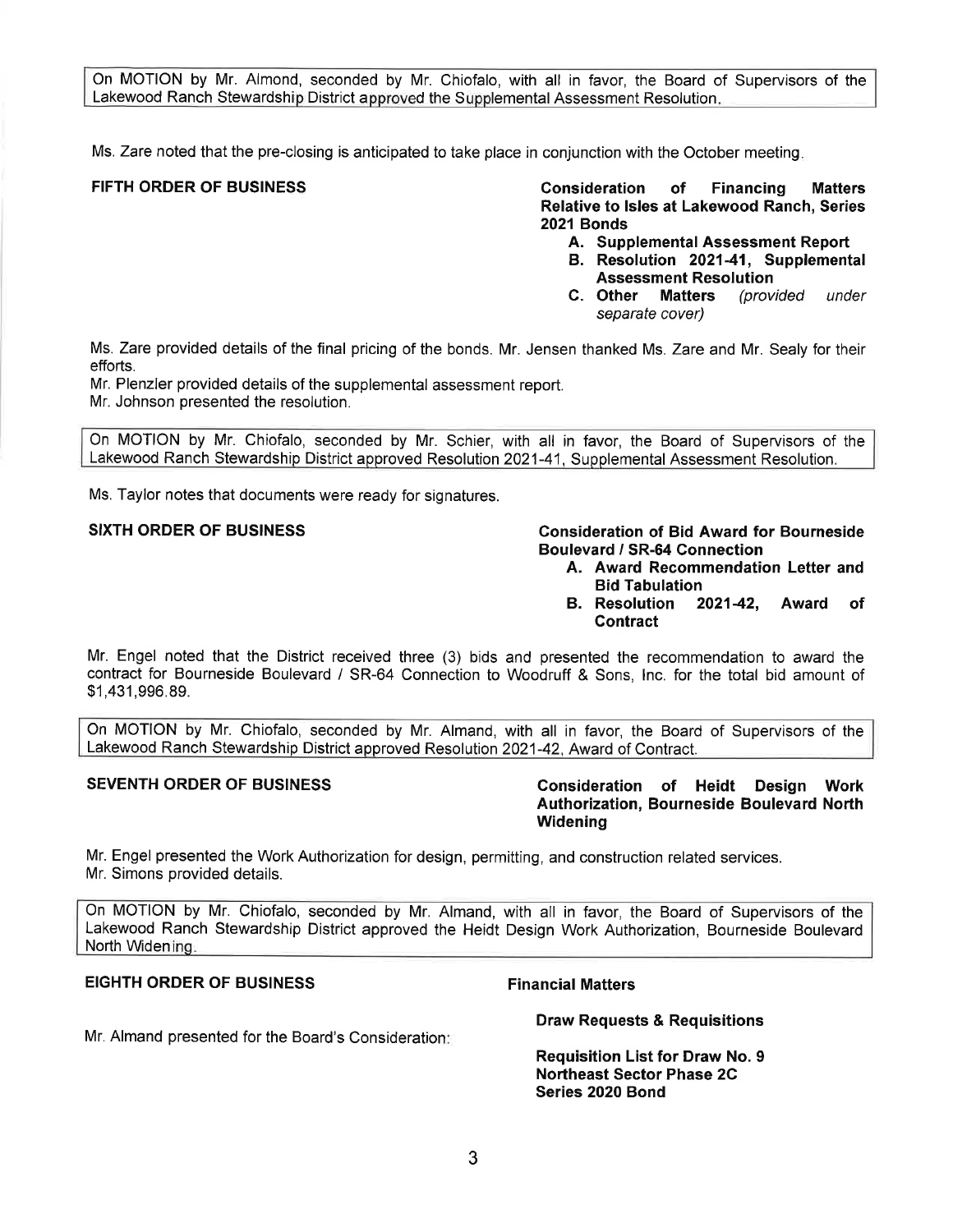On MOTION by Mr. Almond, seconded by Mr. Chiofalo, with all in favor, the Board of Supervisors of the Lakewood Ranch Stewardship District approved the Supplemental Assessment Resolution.

Ms. Zare noted that the pre-closing is anticipated to take place in conjunction with the October meeting.

**FIFTH ORDER OF BUSINESS** **Consideration of Financing Matters Relative to Isles at Lakewood Ranch, Series 2021 Bonds**

- **A. Supplemental Assessment Report**
- **B. Resolution 2021-41, Supplemental Assessment Resolution**
- **C. Other Matters** *(provided under separate cover)*

Ms. Zare provided details of the final pricing of the bonds. Mr. Jensen thanked Ms. Zare and Mr. Sealy for their efforts.
Mr. Plenzler provided details of the supplemental assessment report.
Mr. Johnson presented the resolution.

On MOTION by Mr. Chiofalo, seconded by Mr. Schier, with all in favor, the Board of Supervisors of the Lakewood Ranch Stewardship District approved Resolution 2021-41, Supplemental Assessment Resolution.

Ms. Taylor notes that documents were ready for signatures.

**SIXTH ORDER OF BUSINESS** **Consideration of Bid Award for Bourneside Boulevard / SR-64 Connection**

- **A. Award Recommendation Letter and Bid Tabulation**
- **B. Resolution 2021-42, Award of Contract**

Mr. Engel noted that the District received three (3) bids and presented the recommendation to award the contract for Bourneside Boulevard / SR-64 Connection to Woodruff & Sons, Inc. for the total bid amount of $1,431,996.89.

On MOTION by Mr. Chiofalo, seconded by Mr. Almand, with all in favor, the Board of Supervisors of the Lakewood Ranch Stewardship District approved Resolution 2021-42, Award of Contract.

**SEVENTH ORDER OF BUSINESS** **Consideration of Heidt Design Work Authorization, Bourneside Boulevard North Widening**

Mr. Engel presented the Work Authorization for design, permitting, and construction related services.
Mr. Simons provided details.

On MOTION by Mr. Chiofalo, seconded by Mr. Almand, with all in favor, the Board of Supervisors of the Lakewood Ranch Stewardship District approved the Heidt Design Work Authorization, Bourneside Boulevard North Widening.

**EIGHTH ORDER OF BUSINESS** **Financial Matters**

**Draw Requests & Requisitions**

Mr. Almand presented for the Board's Consideration:

**Requisition List for Draw No. 9**
**Northeast Sector Phase 2C**
**Series 2020 Bond**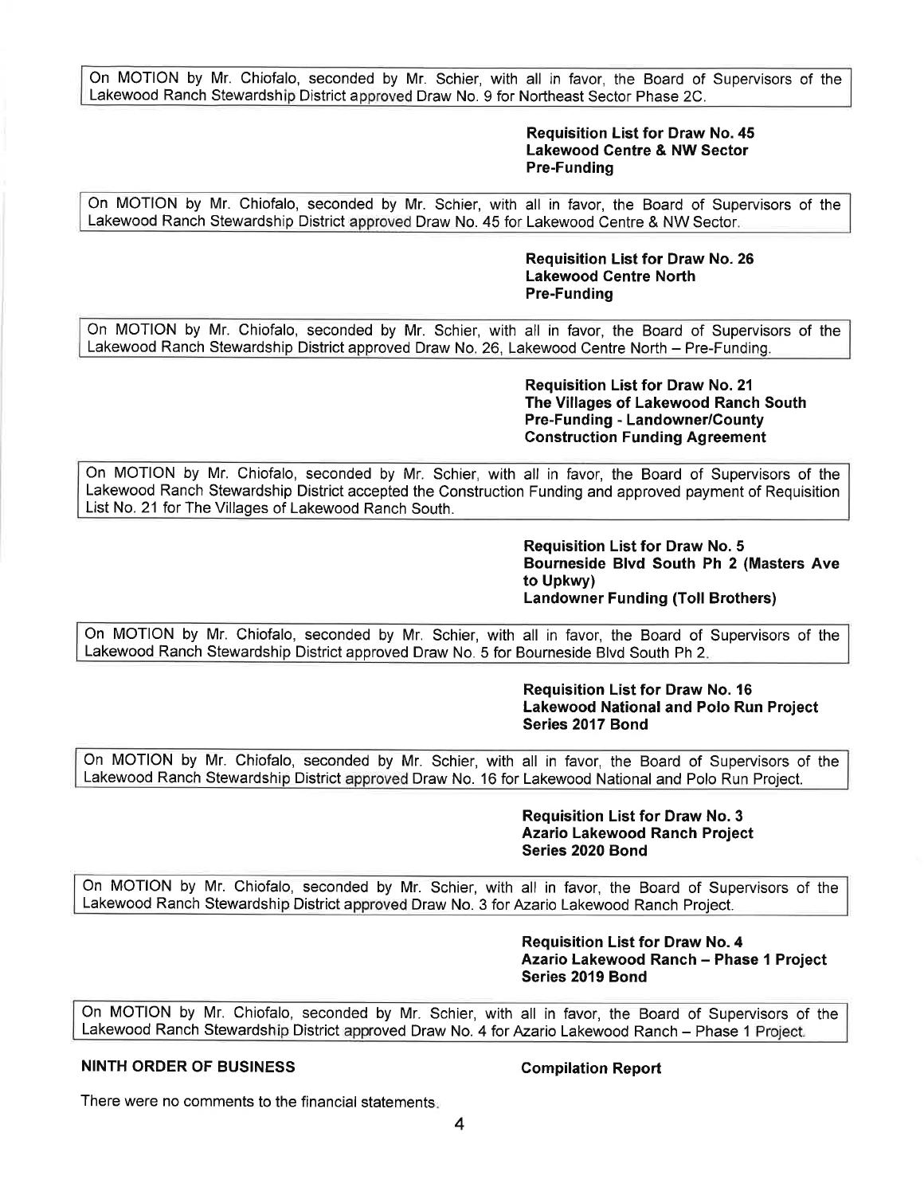On MOTION by Mr. Chiofalo, seconded by Mr. Schier, with all in favor, the Board of Supervisors of the Lakewood Ranch Stewardship District approved Draw No. 9 for Northeast Sector Phase 2C.

**Requisition List for Draw No. 45**
**Lakewood Centre & NW Sector**
**Pre-Funding**

On MOTION by Mr. Chiofalo, seconded by Mr. Schier, with all in favor, the Board of Supervisors of the Lakewood Ranch Stewardship District approved Draw No. 45 for Lakewood Centre & NW Sector.

**Requisition List for Draw No. 26**
**Lakewood Centre North**
**Pre-Funding**

On MOTION by Mr. Chiofalo, seconded by Mr. Schier, with all in favor, the Board of Supervisors of the Lakewood Ranch Stewardship District approved Draw No. 26, Lakewood Centre North – Pre-Funding.

**Requisition List for Draw No. 21**
**The Villages of Lakewood Ranch South**
**Pre-Funding - Landowner/County**
**Construction Funding Agreement**

On MOTION by Mr. Chiofalo, seconded by Mr. Schier, with all in favor, the Board of Supervisors of the Lakewood Ranch Stewardship District accepted the Construction Funding and approved payment of Requisition List No. 21 for The Villages of Lakewood Ranch South.

**Requisition List for Draw No. 5**
**Bourneside Blvd South Ph 2 (Masters Ave to Upkwy)**
**Landowner Funding (Toll Brothers)**

On MOTION by Mr. Chiofalo, seconded by Mr. Schier, with all in favor, the Board of Supervisors of the Lakewood Ranch Stewardship District approved Draw No. 5 for Bourneside Blvd South Ph 2.

**Requisition List for Draw No. 16**
**Lakewood National and Polo Run Project**
**Series 2017 Bond**

On MOTION by Mr. Chiofalo, seconded by Mr. Schier, with all in favor, the Board of Supervisors of the Lakewood Ranch Stewardship District approved Draw No. 16 for Lakewood National and Polo Run Project.

**Requisition List for Draw No. 3**
**Azario Lakewood Ranch Project**
**Series 2020 Bond**

On MOTION by Mr. Chiofalo, seconded by Mr. Schier, with all in favor, the Board of Supervisors of the Lakewood Ranch Stewardship District approved Draw No. 3 for Azario Lakewood Ranch Project.

**Requisition List for Draw No. 4**
**Azario Lakewood Ranch – Phase 1 Project**
**Series 2019 Bond**

On MOTION by Mr. Chiofalo, seconded by Mr. Schier, with all in favor, the Board of Supervisors of the Lakewood Ranch Stewardship District approved Draw No. 4 for Azario Lakewood Ranch – Phase 1 Project.

**NINTH ORDER OF BUSINESS** **Compilation Report**

There were no comments to the financial statements.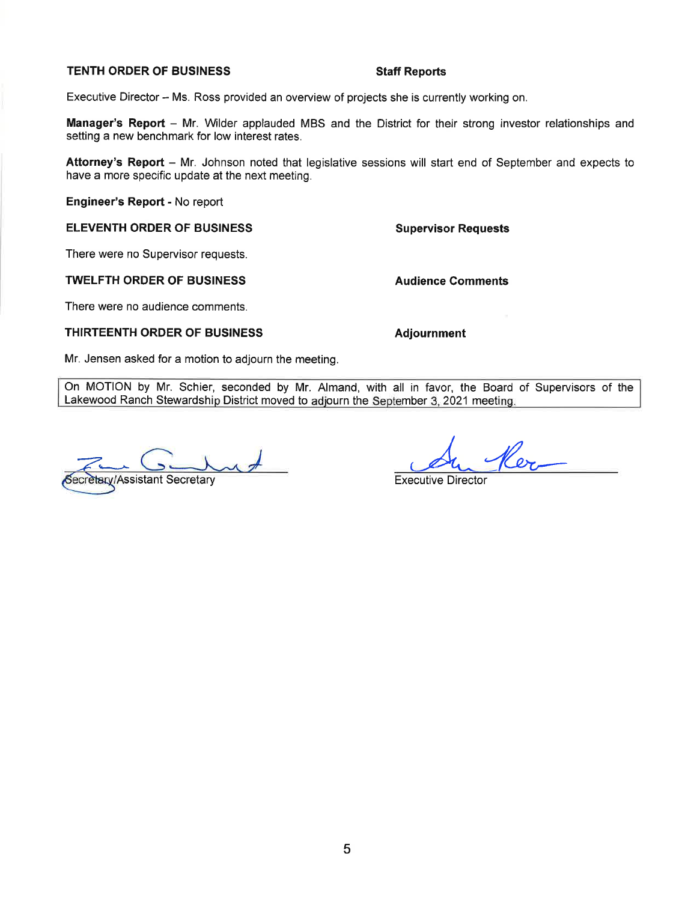**TENTH ORDER OF BUSINESS** **Staff Reports**

Executive Director – Ms. Ross provided an overview of projects she is currently working on.

**Manager's Report** – Mr. Wilder applauded MBS and the District for their strong investor relationships and setting a new benchmark for low interest rates.

**Attorney's Report** – Mr. Johnson noted that legislative sessions will start end of September and expects to have a more specific update at the next meeting.

**Engineer's Report** - No report

**ELEVENTH ORDER OF BUSINESS** **Supervisor Requests**

There were no Supervisor requests.

**TWELFTH ORDER OF BUSINESS** **Audience Comments**

There were no audience comments.

**THIRTEENTH ORDER OF BUSINESS** **Adjournment**

Mr. Jensen asked for a motion to adjourn the meeting.

On MOTION by Mr. Schier, seconded by Mr. Almand, with all in favor, the Board of Supervisors of the Lakewood Ranch Stewardship District moved to adjourn the September 3, 2021 meeting.

Secretary/Assistant Secretary

Executive Director